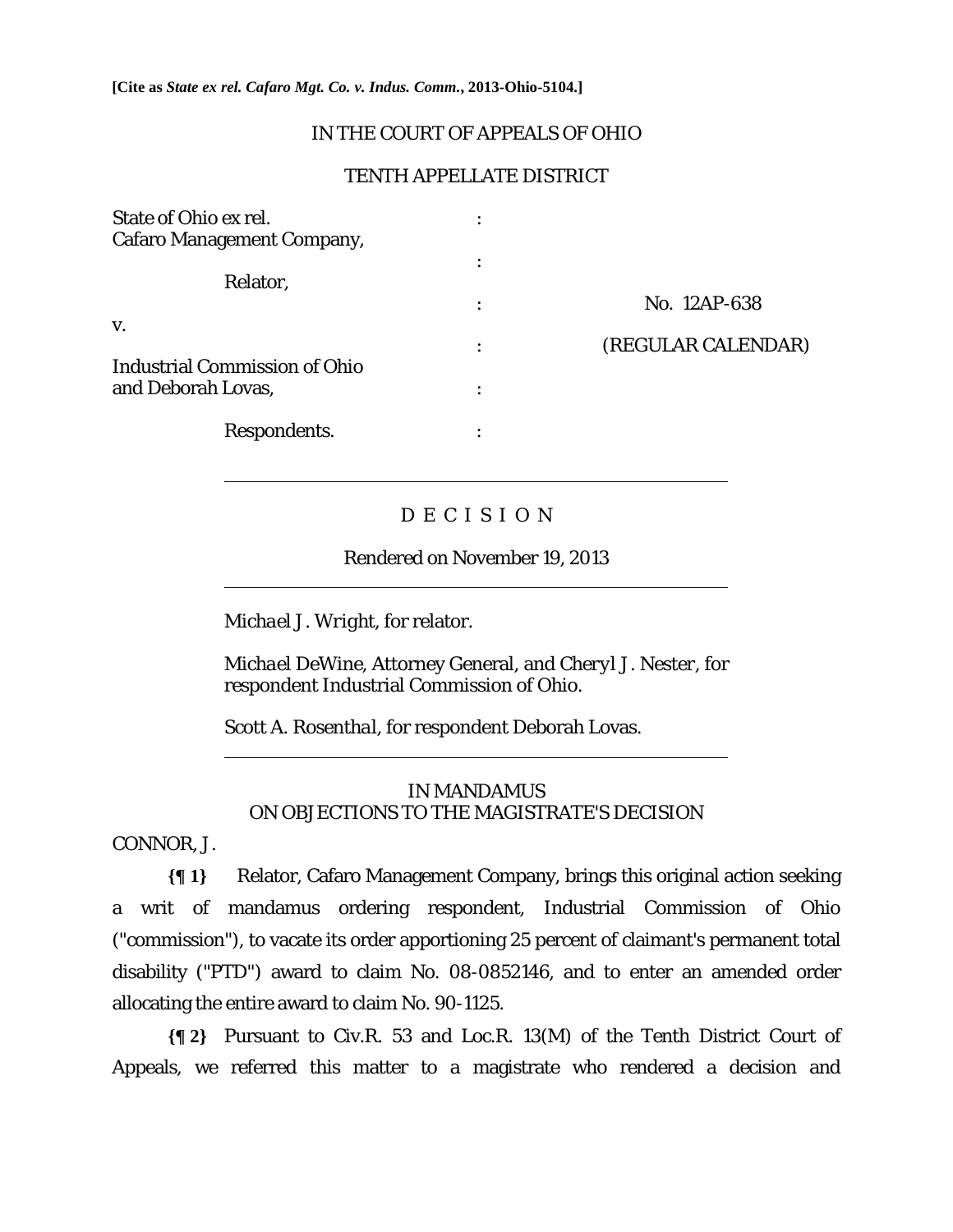**[Cite as *State ex rel. Cafaro Mgt. Co. v. Indus. Comm.*, 2013-Ohio-5104.]**

IN THE COURT OF APPEALS OF OHIO

TENTH APPELLATE DISTRICT

| | | |
|---|---|---|
| State of Ohio ex rel. Cafaro Management Company, | : | |
| Relator, | : | No. 12AP-638 |
| v. | : | (REGULAR CALENDAR) |
| Industrial Commission of Ohio and Deborah Lovas, | : | |
| Respondents. | : | |

---

D E C I S I O N

Rendered on November 19, 2013

---

*Michael J. Wright*, for relator.

*Michael DeWine*, Attorney General, and *Cheryl J. Nester*, for respondent Industrial Commission of Ohio.

*Scott A. Rosenthal*, for respondent Deborah Lovas.

---

IN MANDAMUS
ON OBJECTIONS TO THE MAGISTRATE'S DECISION

CONNOR, J.

**{¶ 1}** Relator, Cafaro Management Company, brings this original action seeking a writ of mandamus ordering respondent, Industrial Commission of Ohio ("commission"), to vacate its order apportioning 25 percent of claimant's permanent total disability ("PTD") award to claim No. 08-0852146, and to enter an amended order allocating the entire award to claim No. 90-1125.

**{¶ 2}** Pursuant to Civ.R. 53 and Loc.R. 13(M) of the Tenth District Court of Appeals, we referred this matter to a magistrate who rendered a decision and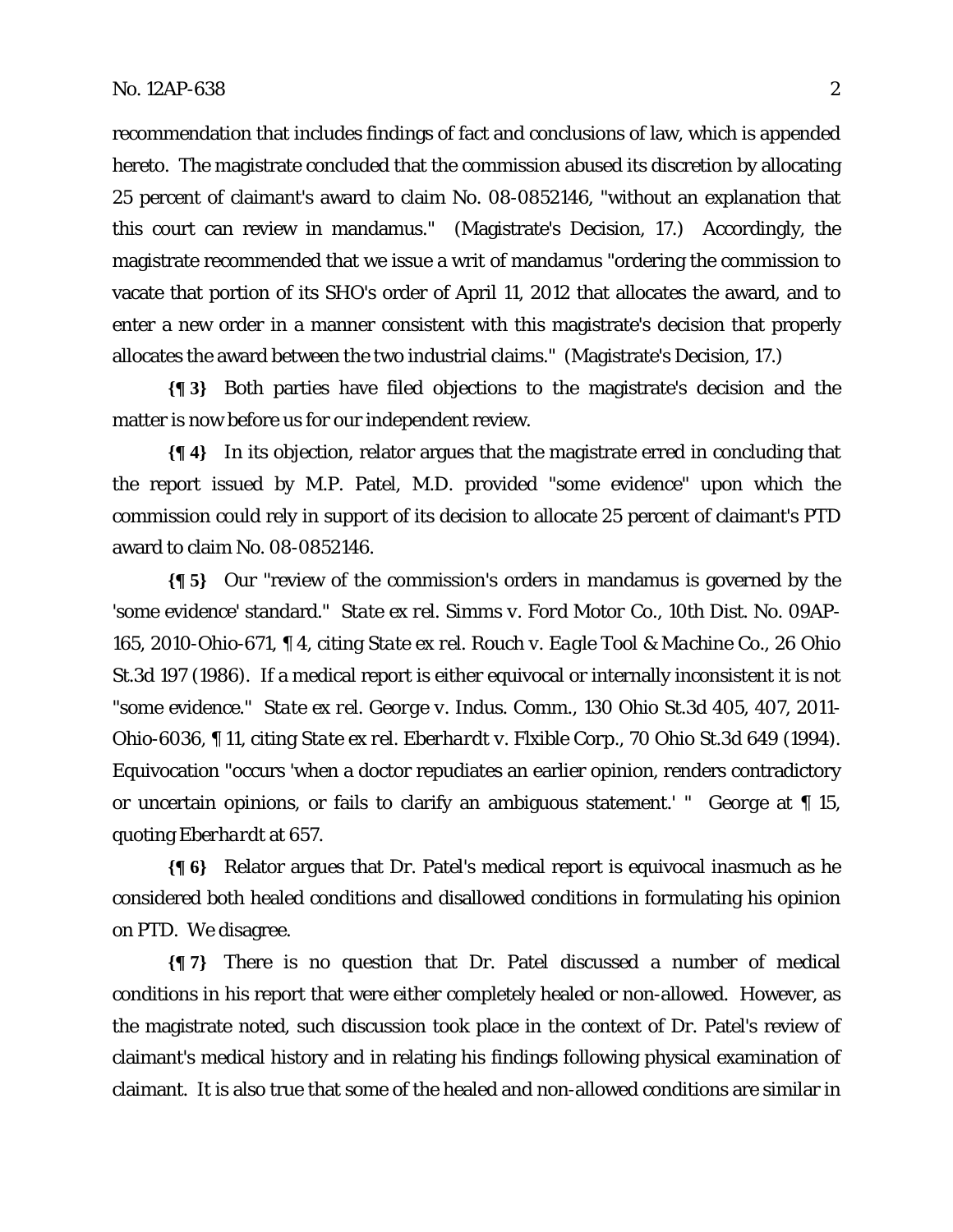recommendation that includes findings of fact and conclusions of law, which is appended hereto. The magistrate concluded that the commission abused its discretion by allocating 25 percent of claimant's award to claim No. 08-0852146, "without an explanation that this court can review in mandamus." (Magistrate's Decision, 17.) Accordingly, the magistrate recommended that we issue a writ of mandamus "ordering the commission to vacate that portion of its SHO's order of April 11, 2012 that allocates the award, and to enter a new order in a manner consistent with this magistrate's decision that properly allocates the award between the two industrial claims." (Magistrate's Decision, 17.)

**{¶ 3}** Both parties have filed objections to the magistrate's decision and the matter is now before us for our independent review.

**{¶ 4}** In its objection, relator argues that the magistrate erred in concluding that the report issued by M.P. Patel, M.D. provided "some evidence" upon which the commission could rely in support of its decision to allocate 25 percent of claimant's PTD award to claim No. 08-0852146.

**{¶ 5}** Our "review of the commission's orders in mandamus is governed by the 'some evidence' standard." *State ex rel. Simms v. Ford Motor Co.*, 10th Dist. No. 09AP-165, 2010-Ohio-671, ¶ 4, citing *State ex rel. Rouch v. Eagle Tool & Machine Co.*, 26 Ohio St.3d 197 (1986). If a medical report is either equivocal or internally inconsistent it is not "some evidence." *State ex rel. George v. Indus. Comm.*, 130 Ohio St.3d 405, 407, 2011-Ohio-6036, ¶ 11, citing *State ex rel. Eberhardt v. Flxible Corp.*, 70 Ohio St.3d 649 (1994). Equivocation "occurs 'when a doctor repudiates an earlier opinion, renders contradictory or uncertain opinions, or fails to clarify an ambiguous statement.' " *George* at ¶ 15, quoting *Eberhardt* at 657.

**{¶ 6}** Relator argues that Dr. Patel's medical report is equivocal inasmuch as he considered both healed conditions and disallowed conditions in formulating his opinion on PTD. We disagree.

**{¶ 7}** There is no question that Dr. Patel discussed a number of medical conditions in his report that were either completely healed or non-allowed. However, as the magistrate noted, such discussion took place in the context of Dr. Patel's review of claimant's medical history and in relating his findings following physical examination of claimant. It is also true that some of the healed and non-allowed conditions are similar in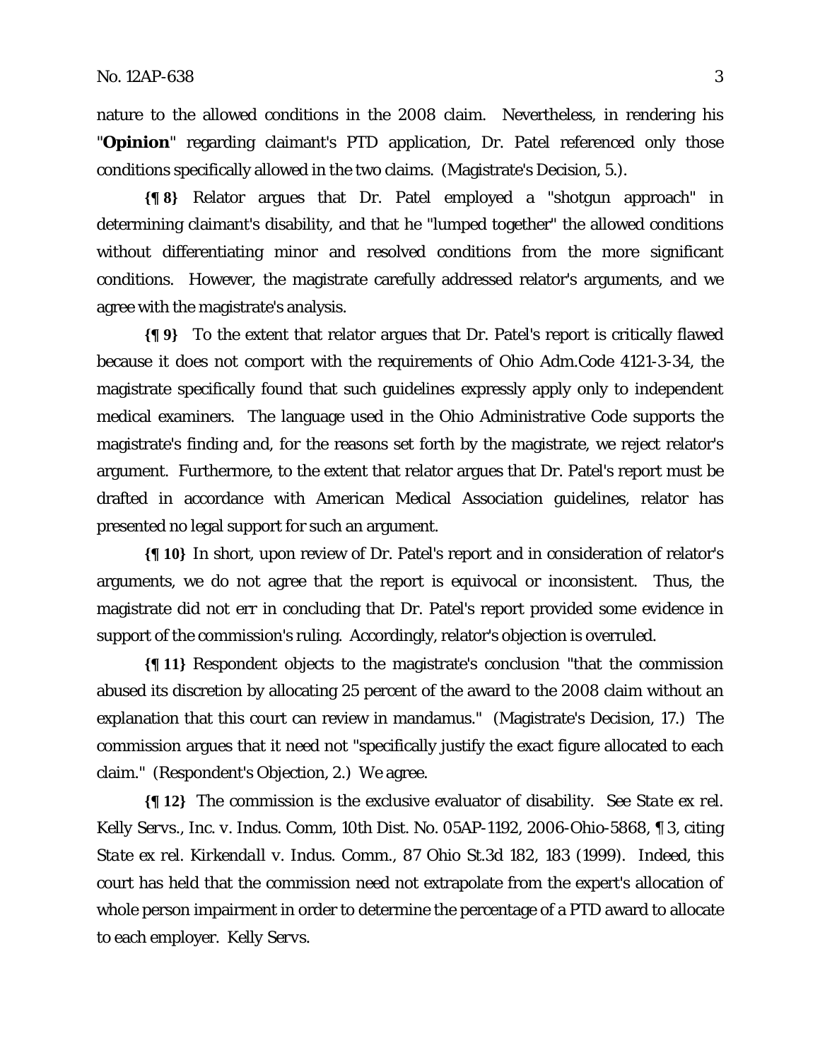nature to the allowed conditions in the 2008 claim. Nevertheless, in rendering his "**Opinion**" regarding claimant's PTD application, Dr. Patel referenced only those conditions specifically allowed in the two claims. (Magistrate's Decision, 5.).

**{¶ 8}** Relator argues that Dr. Patel employed a "shotgun approach" in determining claimant's disability, and that he "lumped together" the allowed conditions without differentiating minor and resolved conditions from the more significant conditions. However, the magistrate carefully addressed relator's arguments, and we agree with the magistrate's analysis.

**{¶ 9}** To the extent that relator argues that Dr. Patel's report is critically flawed because it does not comport with the requirements of Ohio Adm.Code 4121-3-34, the magistrate specifically found that such guidelines expressly apply only to independent medical examiners. The language used in the Ohio Administrative Code supports the magistrate's finding and, for the reasons set forth by the magistrate, we reject relator's argument. Furthermore, to the extent that relator argues that Dr. Patel's report must be drafted in accordance with American Medical Association guidelines, relator has presented no legal support for such an argument.

**{¶ 10}** In short, upon review of Dr. Patel's report and in consideration of relator's arguments, we do not agree that the report is equivocal or inconsistent. Thus, the magistrate did not err in concluding that Dr. Patel's report provided some evidence in support of the commission's ruling. Accordingly, relator's objection is overruled.

**{¶ 11}** Respondent objects to the magistrate's conclusion "that the commission abused its discretion by allocating 25 percent of the award to the 2008 claim without an explanation that this court can review in mandamus." (Magistrate's Decision, 17.) The commission argues that it need not "specifically justify the exact figure allocated to each claim." (Respondent's Objection, 2.) We agree.

**{¶ 12}** The commission is the exclusive evaluator of disability. See *State ex rel. Kelly Servs., Inc. v. Indus. Comm*, 10th Dist. No. 05AP-1192, 2006-Ohio-5868, ¶ 3, citing *State ex rel. Kirkendall v. Indus. Comm.*, 87 Ohio St.3d 182, 183 (1999). Indeed, this court has held that the commission need not extrapolate from the expert's allocation of whole person impairment in order to determine the percentage of a PTD award to allocate to each employer. *Kelly Servs.*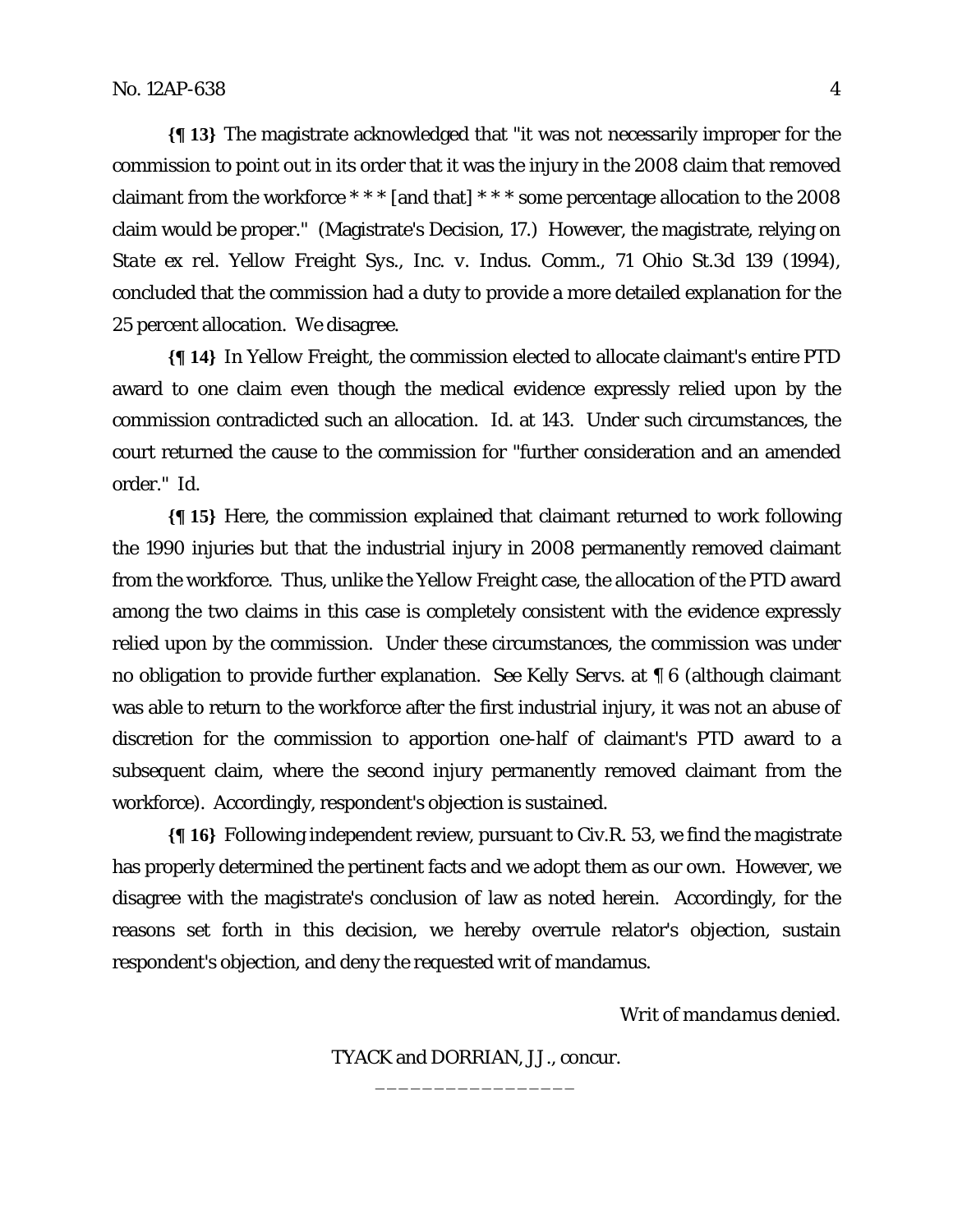**{¶ 13}** The magistrate acknowledged that "it was not necessarily improper for the commission to point out in its order that it was the injury in the 2008 claim that removed claimant from the workforce * * * [and that] * * * some percentage allocation to the 2008 claim would be proper." (Magistrate's Decision, 17.) However, the magistrate, relying on *State ex rel. Yellow Freight Sys., Inc. v. Indus. Comm.*, 71 Ohio St.3d 139 (1994), concluded that the commission had a duty to provide a more detailed explanation for the 25 percent allocation. We disagree.

**{¶ 14}** In *Yellow Freight*, the commission elected to allocate claimant's entire PTD award to one claim even though the medical evidence expressly relied upon by the commission contradicted such an allocation. *Id.* at 143. Under such circumstances, the court returned the cause to the commission for "further consideration and an amended order." *Id.*

**{¶ 15}** Here, the commission explained that claimant returned to work following the 1990 injuries but that the industrial injury in 2008 permanently removed claimant from the workforce. Thus, unlike the *Yellow Freight* case, the allocation of the PTD award among the two claims in this case is completely consistent with the evidence expressly relied upon by the commission. Under these circumstances, the commission was under no obligation to provide further explanation. See *Kelly Servs.* at ¶ 6 (although claimant was able to return to the workforce after the first industrial injury, it was not an abuse of discretion for the commission to apportion one-half of claimant's PTD award to a subsequent claim, where the second injury permanently removed claimant from the workforce). Accordingly, respondent's objection is sustained.

**{¶ 16}** Following independent review, pursuant to Civ.R. 53, we find the magistrate has properly determined the pertinent facts and we adopt them as our own. However, we disagree with the magistrate's conclusion of law as noted herein. Accordingly, for the reasons set forth in this decision, we hereby overrule relator's objection, sustain respondent's objection, and deny the requested writ of mandamus.

*Writ of mandamus denied.*

TYACK and DORRIAN, JJ., concur.

\_\_\_\_\_\_\_\_\_\_\_\_\_\_\_\_\_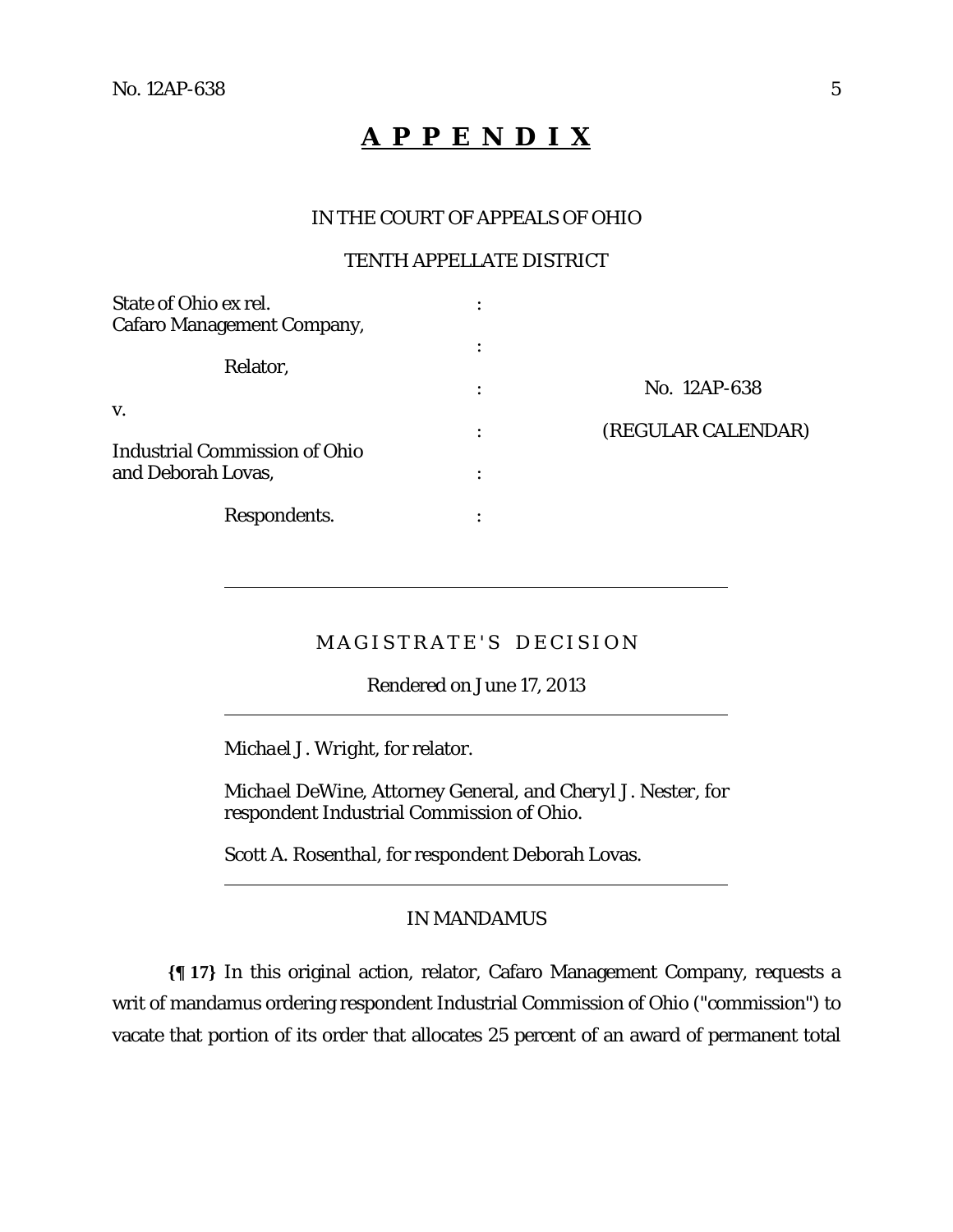# A P P E N D I X

IN THE COURT OF APPEALS OF OHIO

TENTH APPELLATE DISTRICT

| | | |
|---|---|---|
| State of Ohio ex rel. Cafaro Management Company, | : | |
| Relator, | : | No. 12AP-638 |
| v. | : | (REGULAR CALENDAR) |
| Industrial Commission of Ohio and Deborah Lovas, | : | |
| Respondents. | : | |

---

MAGISTRATE'S DECISION

Rendered on June 17, 2013

---

*Michael J. Wright*, for relator.

*Michael DeWine*, Attorney General, and *Cheryl J. Nester*, for respondent Industrial Commission of Ohio.

*Scott A. Rosenthal*, for respondent Deborah Lovas.

---

IN MANDAMUS

**{¶ 17}** In this original action, relator, Cafaro Management Company, requests a writ of mandamus ordering respondent Industrial Commission of Ohio ("commission") to vacate that portion of its order that allocates 25 percent of an award of permanent total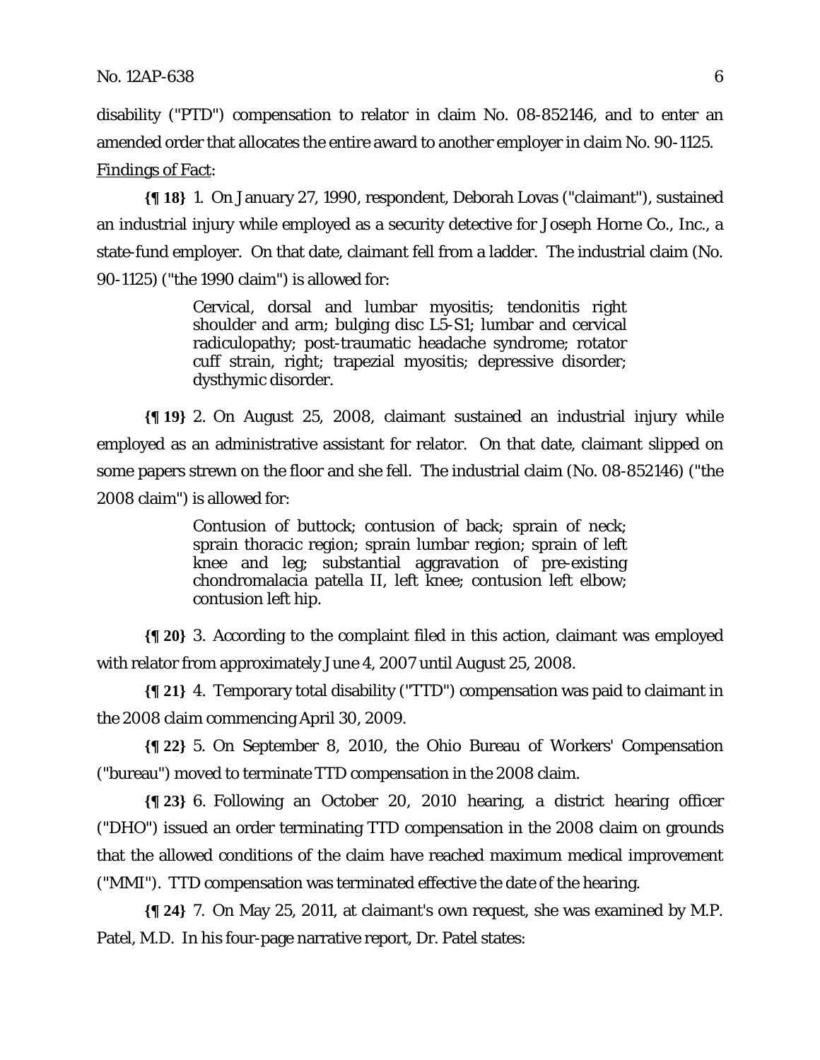disability ("PTD") compensation to relator in claim No. 08-852146, and to enter an amended order that allocates the entire award to another employer in claim No. 90-1125.

Findings of Fact:

**{¶ 18}** 1. On January 27, 1990, respondent, Deborah Lovas ("claimant"), sustained an industrial injury while employed as a security detective for Joseph Horne Co., Inc., a state-fund employer. On that date, claimant fell from a ladder. The industrial claim (No. 90-1125) ("the 1990 claim") is allowed for:

> Cervical, dorsal and lumbar myositis; tendonitis right shoulder and arm; bulging disc L5-S1; lumbar and cervical radiculopathy; post-traumatic headache syndrome; rotator cuff strain, right; trapezial myositis; depressive disorder; dysthymic disorder.

**{¶ 19}** 2. On August 25, 2008, claimant sustained an industrial injury while employed as an administrative assistant for relator. On that date, claimant slipped on some papers strewn on the floor and she fell. The industrial claim (No. 08-852146) ("the 2008 claim") is allowed for:

> Contusion of buttock; contusion of back; sprain of neck; sprain thoracic region; sprain lumbar region; sprain of left knee and leg; substantial aggravation of pre-existing chondromalacia patella II, left knee; contusion left elbow; contusion left hip.

**{¶ 20}** 3. According to the complaint filed in this action, claimant was employed with relator from approximately June 4, 2007 until August 25, 2008.

**{¶ 21}** 4. Temporary total disability ("TTD") compensation was paid to claimant in the 2008 claim commencing April 30, 2009.

**{¶ 22}** 5. On September 8, 2010, the Ohio Bureau of Workers' Compensation ("bureau") moved to terminate TTD compensation in the 2008 claim.

**{¶ 23}** 6. Following an October 20, 2010 hearing, a district hearing officer ("DHO") issued an order terminating TTD compensation in the 2008 claim on grounds that the allowed conditions of the claim have reached maximum medical improvement ("MMI"). TTD compensation was terminated effective the date of the hearing.

**{¶ 24}** 7. On May 25, 2011, at claimant's own request, she was examined by M.P. Patel, M.D. In his four-page narrative report, Dr. Patel states: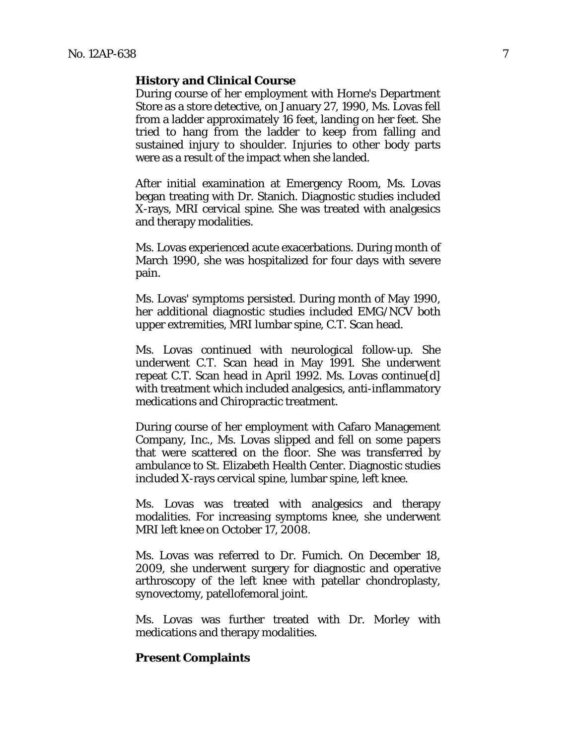**History and Clinical Course**

During course of her employment with Horne's Department Store as a store detective, on January 27, 1990, Ms. Lovas fell from a ladder approximately 16 feet, landing on her feet. She tried to hang from the ladder to keep from falling and sustained injury to shoulder. Injuries to other body parts were as a result of the impact when she landed.

After initial examination at Emergency Room, Ms. Lovas began treating with Dr. Stanich. Diagnostic studies included X-rays, MRI cervical spine. She was treated with analgesics and therapy modalities.

Ms. Lovas experienced acute exacerbations. During month of March 1990, she was hospitalized for four days with severe pain.

Ms. Lovas' symptoms persisted. During month of May 1990, her additional diagnostic studies included EMG/NCV both upper extremities, MRI lumbar spine, C.T. Scan head.

Ms. Lovas continued with neurological follow-up. She underwent C.T. Scan head in May 1991. She underwent repeat C.T. Scan head in April 1992. Ms. Lovas continue[d] with treatment which included analgesics, anti-inflammatory medications and Chiropractic treatment.

During course of her employment with Cafaro Management Company, Inc., Ms. Lovas slipped and fell on some papers that were scattered on the floor. She was transferred by ambulance to St. Elizabeth Health Center. Diagnostic studies included X-rays cervical spine, lumbar spine, left knee.

Ms. Lovas was treated with analgesics and therapy modalities. For increasing symptoms knee, she underwent MRI left knee on October 17, 2008.

Ms. Lovas was referred to Dr. Fumich. On December 18, 2009, she underwent surgery for diagnostic and operative arthroscopy of the left knee with patellar chondroplasty, synovectomy, patellofemoral joint.

Ms. Lovas was further treated with Dr. Morley with medications and therapy modalities.

**Present Complaints**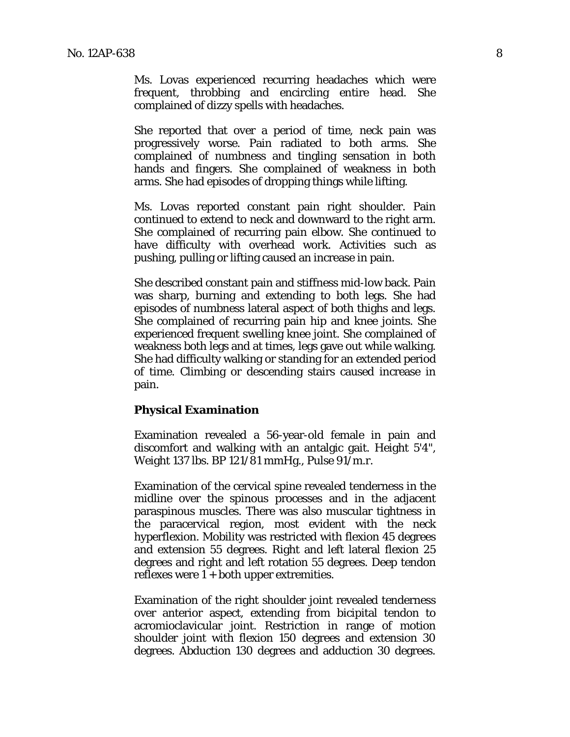Ms. Lovas experienced recurring headaches which were frequent, throbbing and encircling entire head. She complained of dizzy spells with headaches.

She reported that over a period of time, neck pain was progressively worse. Pain radiated to both arms. She complained of numbness and tingling sensation in both hands and fingers. She complained of weakness in both arms. She had episodes of dropping things while lifting.

Ms. Lovas reported constant pain right shoulder. Pain continued to extend to neck and downward to the right arm. She complained of recurring pain elbow. She continued to have difficulty with overhead work. Activities such as pushing, pulling or lifting caused an increase in pain.

She described constant pain and stiffness mid-low back. Pain was sharp, burning and extending to both legs. She had episodes of numbness lateral aspect of both thighs and legs. She complained of recurring pain hip and knee joints. She experienced frequent swelling knee joint. She complained of weakness both legs and at times, legs gave out while walking. She had difficulty walking or standing for an extended period of time. Climbing or descending stairs caused increase in pain.

**Physical Examination**

Examination revealed a 56-year-old female in pain and discomfort and walking with an antalgic gait. Height 5'4", Weight 137 lbs. BP 121/81 mmHg., Pulse 91/m.r.

Examination of the cervical spine revealed tenderness in the midline over the spinous processes and in the adjacent paraspinous muscles. There was also muscular tightness in the paracervical region, most evident with the neck hyperflexion. Mobility was restricted with flexion 45 degrees and extension 55 degrees. Right and left lateral flexion 25 degrees and right and left rotation 55 degrees. Deep tendon reflexes were 1 + both upper extremities.

Examination of the right shoulder joint revealed tenderness over anterior aspect, extending from bicipital tendon to acromioclavicular joint. Restriction in range of motion shoulder joint with flexion 150 degrees and extension 30 degrees. Abduction 130 degrees and adduction 30 degrees.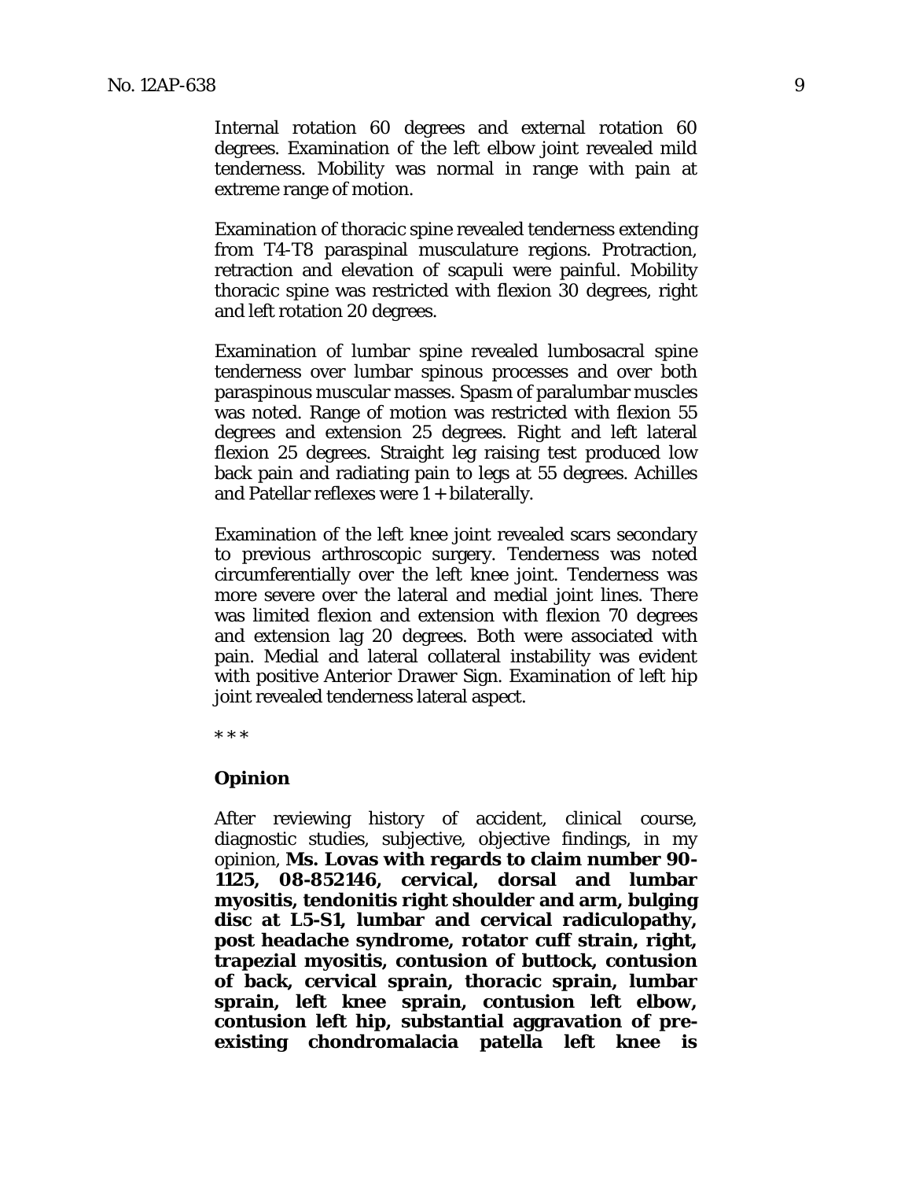Internal rotation 60 degrees and external rotation 60 degrees. Examination of the left elbow joint revealed mild tenderness. Mobility was normal in range with pain at extreme range of motion.

Examination of thoracic spine revealed tenderness extending from T4-T8 paraspinal musculature regions. Protraction, retraction and elevation of scapuli were painful. Mobility thoracic spine was restricted with flexion 30 degrees, right and left rotation 20 degrees.

Examination of lumbar spine revealed lumbosacral spine tenderness over lumbar spinous processes and over both paraspinous muscular masses. Spasm of paralumbar muscles was noted. Range of motion was restricted with flexion 55 degrees and extension 25 degrees. Right and left lateral flexion 25 degrees. Straight leg raising test produced low back pain and radiating pain to legs at 55 degrees. Achilles and Patellar reflexes were 1+ bilaterally.

Examination of the left knee joint revealed scars secondary to previous arthroscopic surgery. Tenderness was noted circumferentially over the left knee joint. Tenderness was more severe over the lateral and medial joint lines. There was limited flexion and extension with flexion 70 degrees and extension lag 20 degrees. Both were associated with pain. Medial and lateral collateral instability was evident with positive Anterior Drawer Sign. Examination of left hip joint revealed tenderness lateral aspect.

\* \* \*

**Opinion**

After reviewing history of accident, clinical course, diagnostic studies, subjective, objective findings, in my opinion, **Ms. Lovas with regards to claim number 90-1125, 08-852146, cervical, dorsal and lumbar myositis, tendonitis right shoulder and arm, bulging disc at L5-S1, lumbar and cervical radiculopathy, post headache syndrome, rotator cuff strain, right, trapezial myositis, contusion of buttock, contusion of back, cervical sprain, thoracic sprain, lumbar sprain, left knee sprain, contusion left elbow, contusion left hip, substantial aggravation of pre-existing chondromalacia patella left knee is**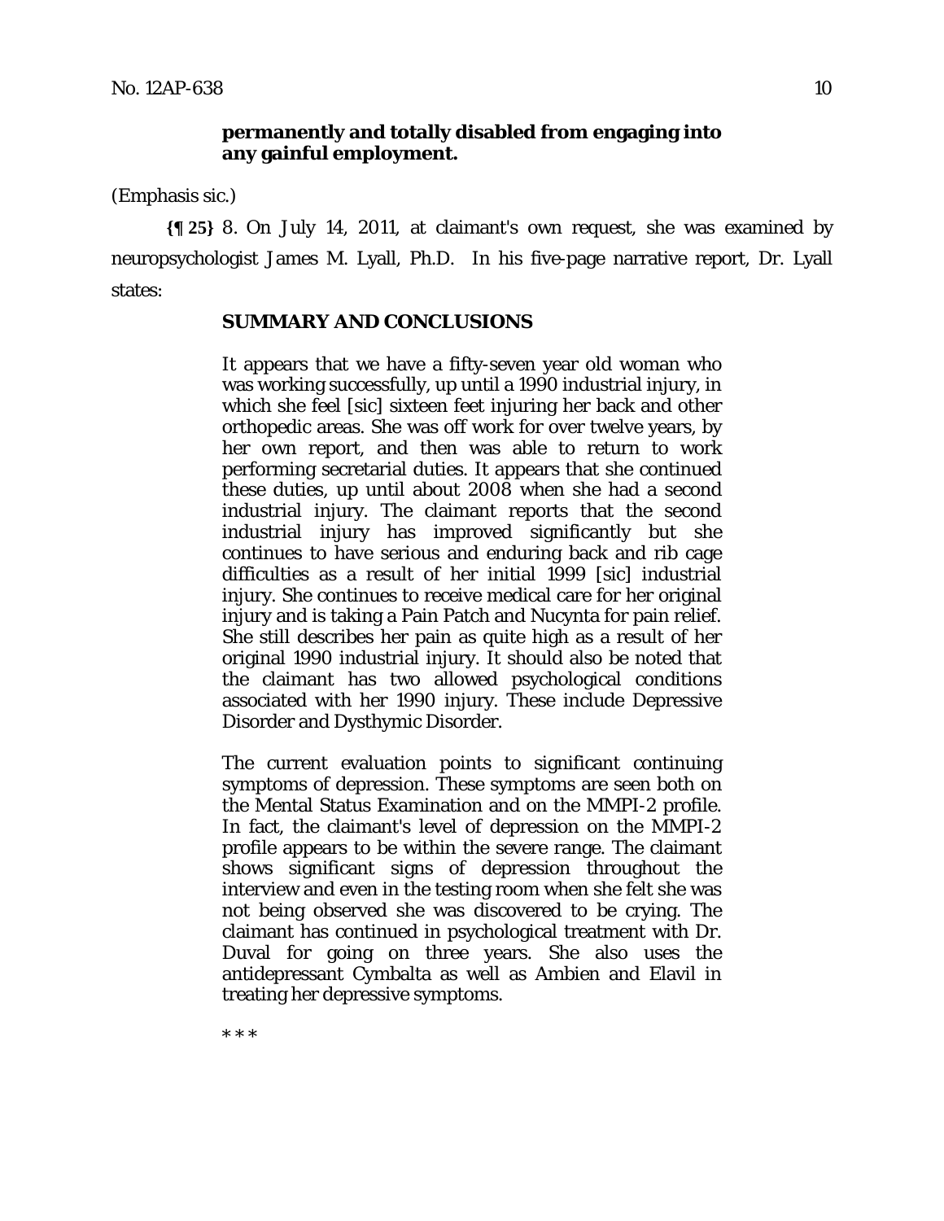**permanently and totally disabled from engaging into any gainful employment.**

(Emphasis sic.)

**{¶ 25}** 8. On July 14, 2011, at claimant's own request, she was examined by neuropsychologist James M. Lyall, Ph.D. In his five-page narrative report, Dr. Lyall states:

> **SUMMARY AND CONCLUSIONS**
>
> It appears that we have a fifty-seven year old woman who was working successfully, up until a 1990 industrial injury, in which she feel [sic] sixteen feet injuring her back and other orthopedic areas. She was off work for over twelve years, by her own report, and then was able to return to work performing secretarial duties. It appears that she continued these duties, up until about 2008 when she had a second industrial injury. The claimant reports that the second industrial injury has improved significantly but she continues to have serious and enduring back and rib cage difficulties as a result of her initial 1999 [sic] industrial injury. She continues to receive medical care for her original injury and is taking a Pain Patch and Nucynta for pain relief. She still describes her pain as quite high as a result of her original 1990 industrial injury. It should also be noted that the claimant has two allowed psychological conditions associated with her 1990 injury. These include Depressive Disorder and Dysthymic Disorder.
>
> The current evaluation points to significant continuing symptoms of depression. These symptoms are seen both on the Mental Status Examination and on the MMPI-2 profile. In fact, the claimant's level of depression on the MMPI-2 profile appears to be within the severe range. The claimant shows significant signs of depression throughout the interview and even in the testing room when she felt she was not being observed she was discovered to be crying. The claimant has continued in psychological treatment with Dr. Duval for going on three years. She also uses the antidepressant Cymbalta as well as Ambien and Elavil in treating her depressive symptoms.
>
> \* \* \*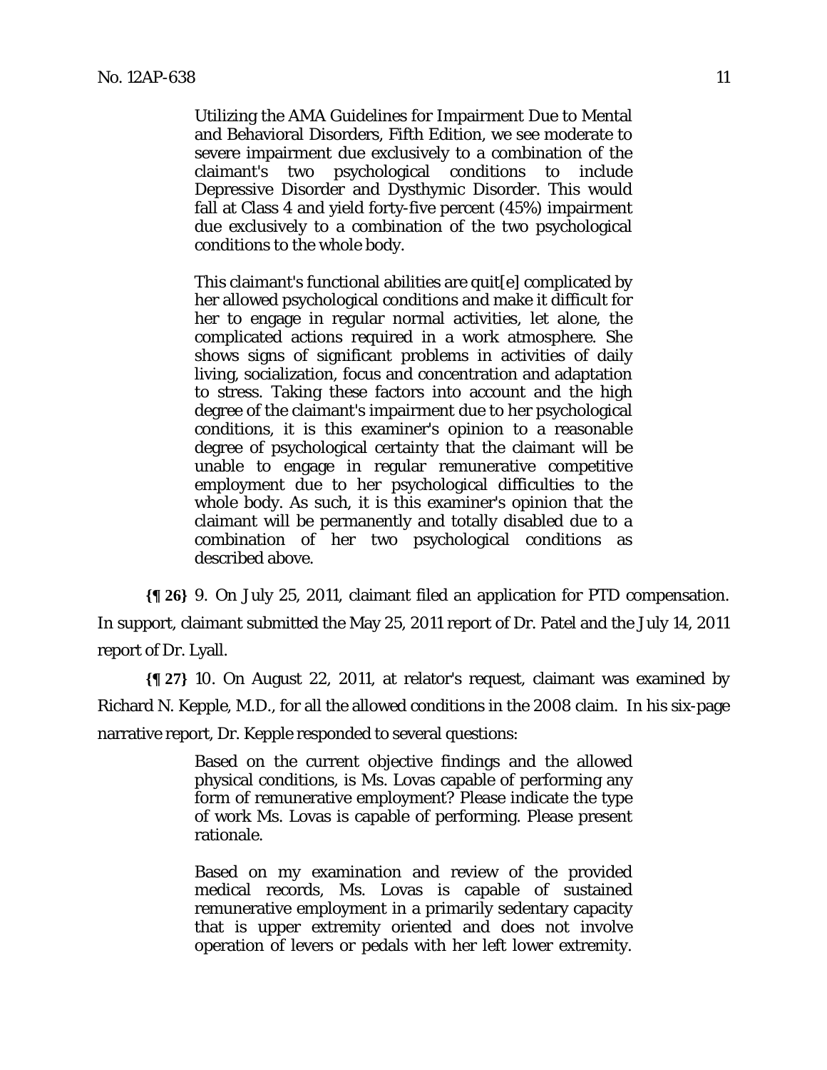> Utilizing the AMA Guidelines for Impairment Due to Mental and Behavioral Disorders, Fifth Edition, we see moderate to severe impairment due exclusively to a combination of the claimant's two psychological conditions to include Depressive Disorder and Dysthymic Disorder. This would fall at Class 4 and yield forty-five percent (45%) impairment due exclusively to a combination of the two psychological conditions to the whole body.
>
> This claimant's functional abilities are quit[e] complicated by her allowed psychological conditions and make it difficult for her to engage in regular normal activities, let alone, the complicated actions required in a work atmosphere. She shows signs of significant problems in activities of daily living, socialization, focus and concentration and adaptation to stress. Taking these factors into account and the high degree of the claimant's impairment due to her psychological conditions, it is this examiner's opinion to a reasonable degree of psychological certainty that the claimant will be unable to engage in regular remunerative competitive employment due to her psychological difficulties to the whole body. As such, it is this examiner's opinion that the claimant will be permanently and totally disabled due to a combination of her two psychological conditions as described above.

**{¶ 26}** 9. On July 25, 2011, claimant filed an application for PTD compensation. In support, claimant submitted the May 25, 2011 report of Dr. Patel and the July 14, 2011 report of Dr. Lyall.

**{¶ 27}** 10. On August 22, 2011, at relator's request, claimant was examined by Richard N. Kepple, M.D., for all the allowed conditions in the 2008 claim. In his six-page narrative report, Dr. Kepple responded to several questions:

> Based on the current objective findings and the allowed physical conditions, is Ms. Lovas capable of performing any form of remunerative employment? Please indicate the type of work Ms. Lovas is capable of performing. Please present rationale.
>
> Based on my examination and review of the provided medical records, Ms. Lovas is capable of sustained remunerative employment in a primarily sedentary capacity that is upper extremity oriented and does not involve operation of levers or pedals with her left lower extremity.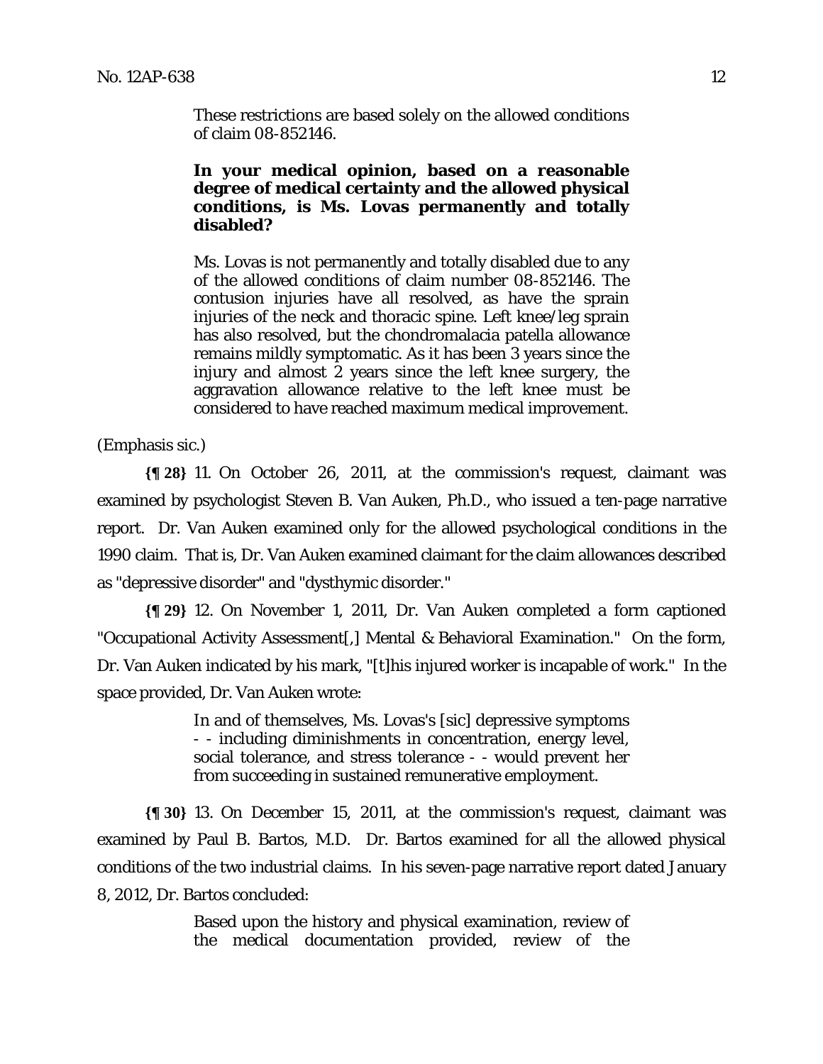> These restrictions are based solely on the allowed conditions of claim 08-852146.
>
> **In your medical opinion, based on a reasonable degree of medical certainty and the allowed physical conditions, is Ms. Lovas permanently and totally disabled?**
>
> Ms. Lovas is not permanently and totally disabled due to any of the allowed conditions of claim number 08-852146. The contusion injuries have all resolved, as have the sprain injuries of the neck and thoracic spine. Left knee/leg sprain has also resolved, but the chondromalacia patella allowance remains mildly symptomatic. As it has been 3 years since the injury and almost 2 years since the left knee surgery, the aggravation allowance relative to the left knee must be considered to have reached maximum medical improvement.

(Emphasis sic.)

**{¶ 28}** 11. On October 26, 2011, at the commission's request, claimant was examined by psychologist Steven B. Van Auken, Ph.D., who issued a ten-page narrative report. Dr. Van Auken examined only for the allowed psychological conditions in the 1990 claim. That is, Dr. Van Auken examined claimant for the claim allowances described as "depressive disorder" and "dysthymic disorder."

**{¶ 29}** 12. On November 1, 2011, Dr. Van Auken completed a form captioned "Occupational Activity Assessment[,] Mental & Behavioral Examination." On the form, Dr. Van Auken indicated by his mark, "[t]his injured worker is incapable of work." In the space provided, Dr. Van Auken wrote:

> In and of themselves, Ms. Lovas's [sic] depressive symptoms - - including diminishments in concentration, energy level, social tolerance, and stress tolerance - - would prevent her from succeeding in sustained remunerative employment.

**{¶ 30}** 13. On December 15, 2011, at the commission's request, claimant was examined by Paul B. Bartos, M.D. Dr. Bartos examined for all the allowed physical conditions of the two industrial claims. In his seven-page narrative report dated January 8, 2012, Dr. Bartos concluded:

> Based upon the history and physical examination, review of the medical documentation provided, review of the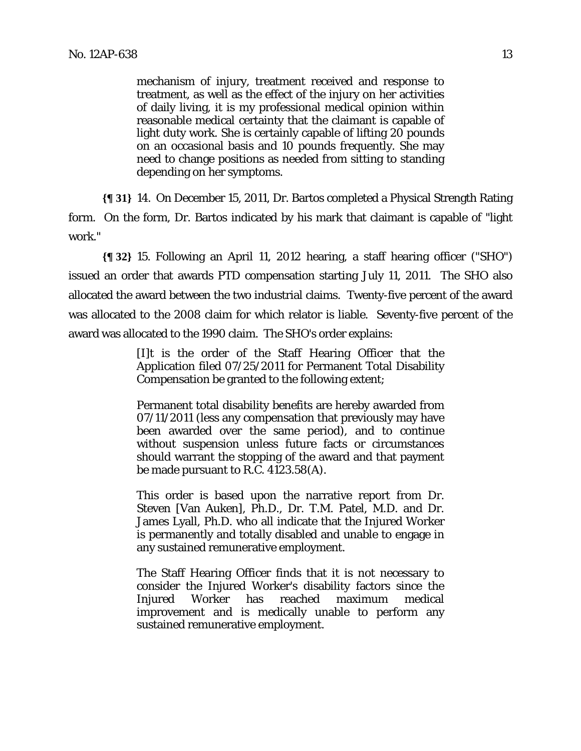> mechanism of injury, treatment received and response to treatment, as well as the effect of the injury on her activities of daily living, it is my professional medical opinion within reasonable medical certainty that the claimant is capable of light duty work. She is certainly capable of lifting 20 pounds on an occasional basis and 10 pounds frequently. She may need to change positions as needed from sitting to standing depending on her symptoms.

**{¶ 31}** 14. On December 15, 2011, Dr. Bartos completed a Physical Strength Rating form. On the form, Dr. Bartos indicated by his mark that claimant is capable of "light work."

**{¶ 32}** 15. Following an April 11, 2012 hearing, a staff hearing officer ("SHO") issued an order that awards PTD compensation starting July 11, 2011. The SHO also allocated the award between the two industrial claims. Twenty-five percent of the award was allocated to the 2008 claim for which relator is liable. Seventy-five percent of the award was allocated to the 1990 claim. The SHO's order explains:

> [I]t is the order of the Staff Hearing Officer that the Application filed 07/25/2011 for Permanent Total Disability Compensation be granted to the following extent;
>
> Permanent total disability benefits are hereby awarded from 07/11/2011 (less any compensation that previously may have been awarded over the same period), and to continue without suspension unless future facts or circumstances should warrant the stopping of the award and that payment be made pursuant to R.C. 4123.58(A).
>
> This order is based upon the narrative report from Dr. Steven [Van Auken], Ph.D., Dr. T.M. Patel, M.D. and Dr. James Lyall, Ph.D. who all indicate that the Injured Worker is permanently and totally disabled and unable to engage in any sustained remunerative employment.
>
> The Staff Hearing Officer finds that it is not necessary to consider the Injured Worker's disability factors since the Injured Worker has reached maximum medical improvement and is medically unable to perform any sustained remunerative employment.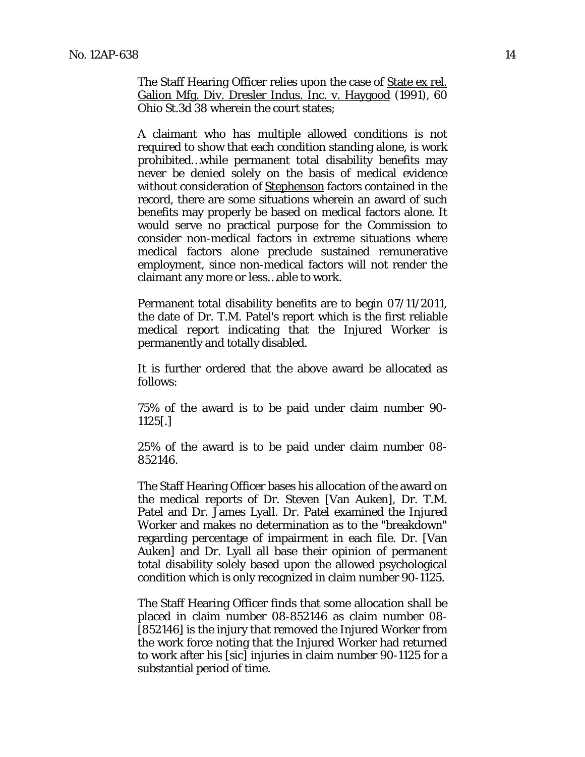The Staff Hearing Officer relies upon the case of State ex rel. Galion Mfg. Div. Dresler Indus. Inc. v. Haygood (1991), 60 Ohio St.3d 38 wherein the court states;

A claimant who has multiple allowed conditions is not required to show that each condition standing alone, is work prohibited…while permanent total disability benefits may never be denied solely on the basis of medical evidence without consideration of Stephenson factors contained in the record, there are some situations wherein an award of such benefits may properly be based on medical factors alone. It would serve no practical purpose for the Commission to consider non-medical factors in extreme situations where medical factors alone preclude sustained remunerative employment, since non-medical factors will not render the claimant any more or less…able to work.

Permanent total disability benefits are to begin 07/11/2011, the date of Dr. T.M. Patel's report which is the first reliable medical report indicating that the Injured Worker is permanently and totally disabled.

It is further ordered that the above award be allocated as follows:

75% of the award is to be paid under claim number 90-1125[.]

25% of the award is to be paid under claim number 08-852146.

The Staff Hearing Officer bases his allocation of the award on the medical reports of Dr. Steven [Van Auken], Dr. T.M. Patel and Dr. James Lyall. Dr. Patel examined the Injured Worker and makes no determination as to the "breakdown" regarding percentage of impairment in each file. Dr. [Van Auken] and Dr. Lyall all base their opinion of permanent total disability solely based upon the allowed psychological condition which is only recognized in claim number 90-1125.

The Staff Hearing Officer finds that some allocation shall be placed in claim number 08-852146 as claim number 08-[852146] is the injury that removed the Injured Worker from the work force noting that the Injured Worker had returned to work after his [sic] injuries in claim number 90-1125 for a substantial period of time.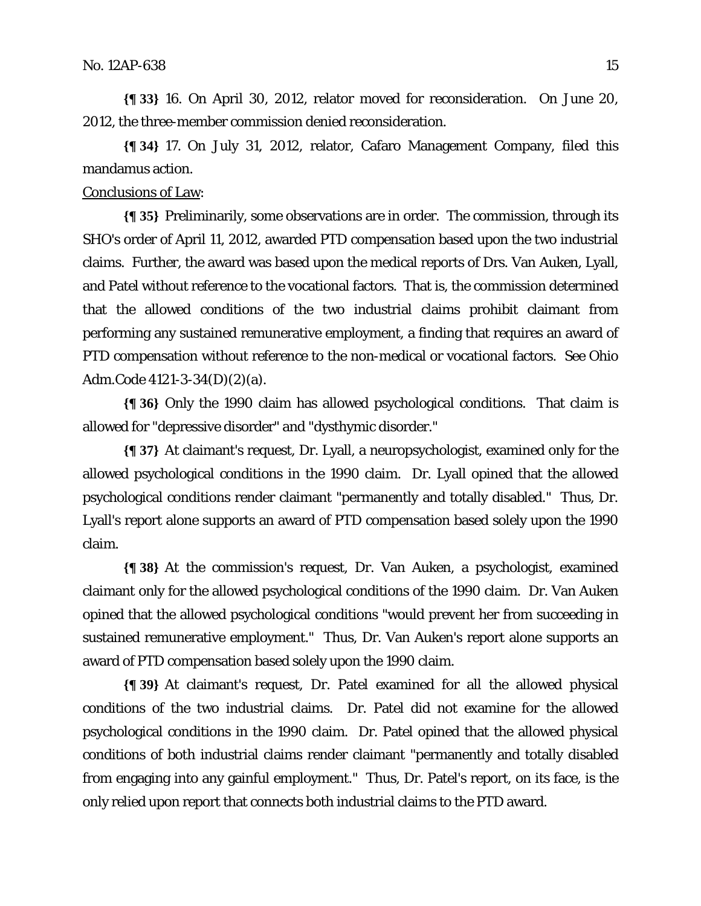**{¶ 33}** 16. On April 30, 2012, relator moved for reconsideration. On June 20, 2012, the three-member commission denied reconsideration.

**{¶ 34}** 17. On July 31, 2012, relator, Cafaro Management Company, filed this mandamus action.

Conclusions of Law:

**{¶ 35}** Preliminarily, some observations are in order. The commission, through its SHO's order of April 11, 2012, awarded PTD compensation based upon the two industrial claims. Further, the award was based upon the medical reports of Drs. Van Auken, Lyall, and Patel without reference to the vocational factors. That is, the commission determined that the allowed conditions of the two industrial claims prohibit claimant from performing any sustained remunerative employment, a finding that requires an award of PTD compensation without reference to the non-medical or vocational factors. See Ohio Adm.Code 4121-3-34(D)(2)(a).

**{¶ 36}** Only the 1990 claim has allowed psychological conditions. That claim is allowed for "depressive disorder" and "dysthymic disorder."

**{¶ 37}** At claimant's request, Dr. Lyall, a neuropsychologist, examined only for the allowed psychological conditions in the 1990 claim. Dr. Lyall opined that the allowed psychological conditions render claimant "permanently and totally disabled." Thus, Dr. Lyall's report alone supports an award of PTD compensation based solely upon the 1990 claim.

**{¶ 38}** At the commission's request, Dr. Van Auken, a psychologist, examined claimant only for the allowed psychological conditions of the 1990 claim. Dr. Van Auken opined that the allowed psychological conditions "would prevent her from succeeding in sustained remunerative employment." Thus, Dr. Van Auken's report alone supports an award of PTD compensation based solely upon the 1990 claim.

**{¶ 39}** At claimant's request, Dr. Patel examined for all the allowed physical conditions of the two industrial claims. Dr. Patel did not examine for the allowed psychological conditions in the 1990 claim. Dr. Patel opined that the allowed physical conditions of both industrial claims render claimant "permanently and totally disabled from engaging into any gainful employment." Thus, Dr. Patel's report, on its face, is the only relied upon report that connects both industrial claims to the PTD award.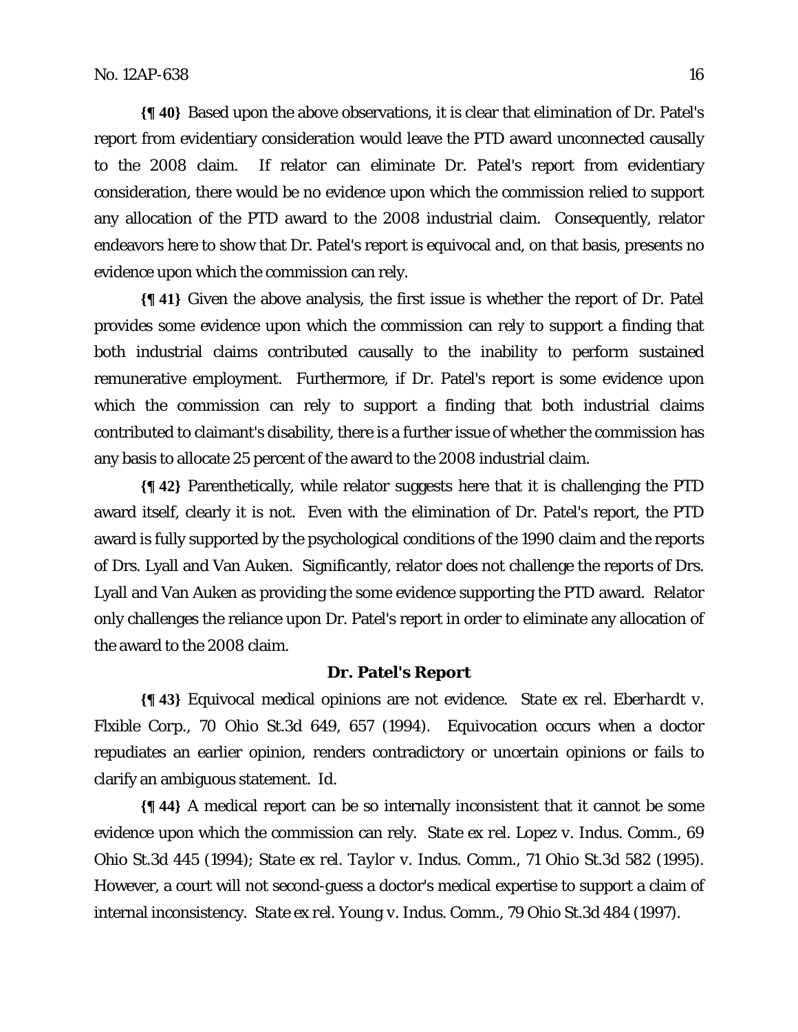**{¶ 40}** Based upon the above observations, it is clear that elimination of Dr. Patel's report from evidentiary consideration would leave the PTD award unconnected causally to the 2008 claim. If relator can eliminate Dr. Patel's report from evidentiary consideration, there would be no evidence upon which the commission relied to support any allocation of the PTD award to the 2008 industrial claim. Consequently, relator endeavors here to show that Dr. Patel's report is equivocal and, on that basis, presents no evidence upon which the commission can rely.

**{¶ 41}** Given the above analysis, the first issue is whether the report of Dr. Patel provides some evidence upon which the commission can rely to support a finding that both industrial claims contributed causally to the inability to perform sustained remunerative employment. Furthermore, if Dr. Patel's report is some evidence upon which the commission can rely to support a finding that both industrial claims contributed to claimant's disability, there is a further issue of whether the commission has any basis to allocate 25 percent of the award to the 2008 industrial claim.

**{¶ 42}** Parenthetically, while relator suggests here that it is challenging the PTD award itself, clearly it is not. Even with the elimination of Dr. Patel's report, the PTD award is fully supported by the psychological conditions of the 1990 claim and the reports of Drs. Lyall and Van Auken. Significantly, relator does not challenge the reports of Drs. Lyall and Van Auken as providing the some evidence supporting the PTD award. Relator only challenges the reliance upon Dr. Patel's report in order to eliminate any allocation of the award to the 2008 claim.

**Dr. Patel's Report**

**{¶ 43}** Equivocal medical opinions are not evidence. *State ex rel. Eberhardt v. Flxible Corp.*, 70 Ohio St.3d 649, 657 (1994). Equivocation occurs when a doctor repudiates an earlier opinion, renders contradictory or uncertain opinions or fails to clarify an ambiguous statement. *Id.*

**{¶ 44}** A medical report can be so internally inconsistent that it cannot be some evidence upon which the commission can rely. *State ex rel. Lopez v. Indus. Comm.*, 69 Ohio St.3d 445 (1994); *State ex rel. Taylor v. Indus. Comm.*, 71 Ohio St.3d 582 (1995). However, a court will not second-guess a doctor's medical expertise to support a claim of internal inconsistency. *State ex rel. Young v. Indus. Comm.*, 79 Ohio St.3d 484 (1997).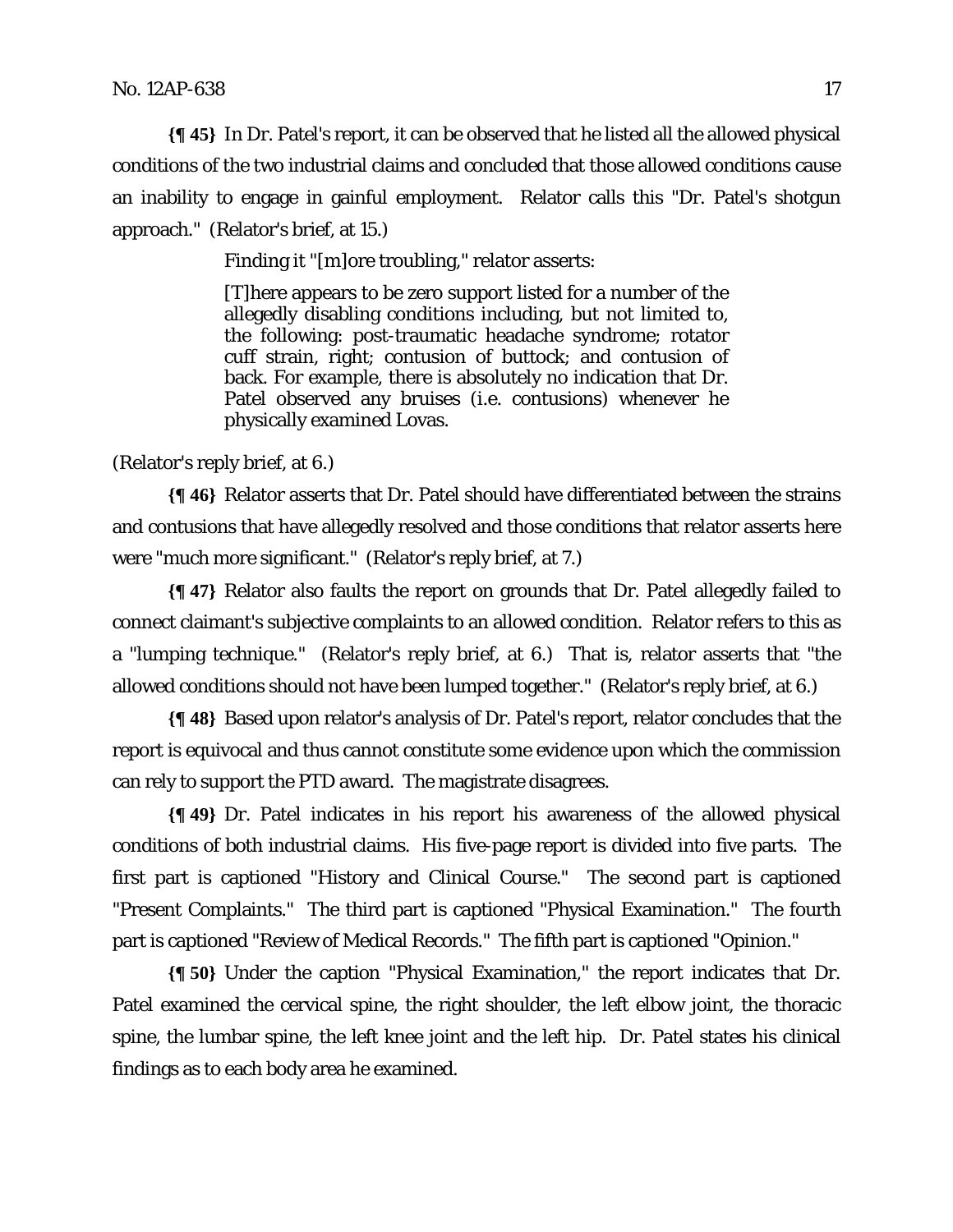**{¶ 45}** In Dr. Patel's report, it can be observed that he listed all the allowed physical conditions of the two industrial claims and concluded that those allowed conditions cause an inability to engage in gainful employment. Relator calls this "Dr. Patel's shotgun approach." (Relator's brief, at 15.)

> Finding it "[m]ore troubling," relator asserts:
>
> [T]here appears to be zero support listed for a number of the allegedly disabling conditions including, but not limited to, the following: post-traumatic headache syndrome; rotator cuff strain, right; contusion of buttock; and contusion of back. For example, there is absolutely no indication that Dr. Patel observed any bruises (i.e. contusions) whenever he physically examined Lovas.

(Relator's reply brief, at 6.)

**{¶ 46}** Relator asserts that Dr. Patel should have differentiated between the strains and contusions that have allegedly resolved and those conditions that relator asserts here were "much more significant." (Relator's reply brief, at 7.)

**{¶ 47}** Relator also faults the report on grounds that Dr. Patel allegedly failed to connect claimant's subjective complaints to an allowed condition. Relator refers to this as a "lumping technique." (Relator's reply brief, at 6.) That is, relator asserts that "the allowed conditions should not have been lumped together." (Relator's reply brief, at 6.)

**{¶ 48}** Based upon relator's analysis of Dr. Patel's report, relator concludes that the report is equivocal and thus cannot constitute some evidence upon which the commission can rely to support the PTD award. The magistrate disagrees.

**{¶ 49}** Dr. Patel indicates in his report his awareness of the allowed physical conditions of both industrial claims. His five-page report is divided into five parts. The first part is captioned "History and Clinical Course." The second part is captioned "Present Complaints." The third part is captioned "Physical Examination." The fourth part is captioned "Review of Medical Records." The fifth part is captioned "Opinion."

**{¶ 50}** Under the caption "Physical Examination," the report indicates that Dr. Patel examined the cervical spine, the right shoulder, the left elbow joint, the thoracic spine, the lumbar spine, the left knee joint and the left hip. Dr. Patel states his clinical findings as to each body area he examined.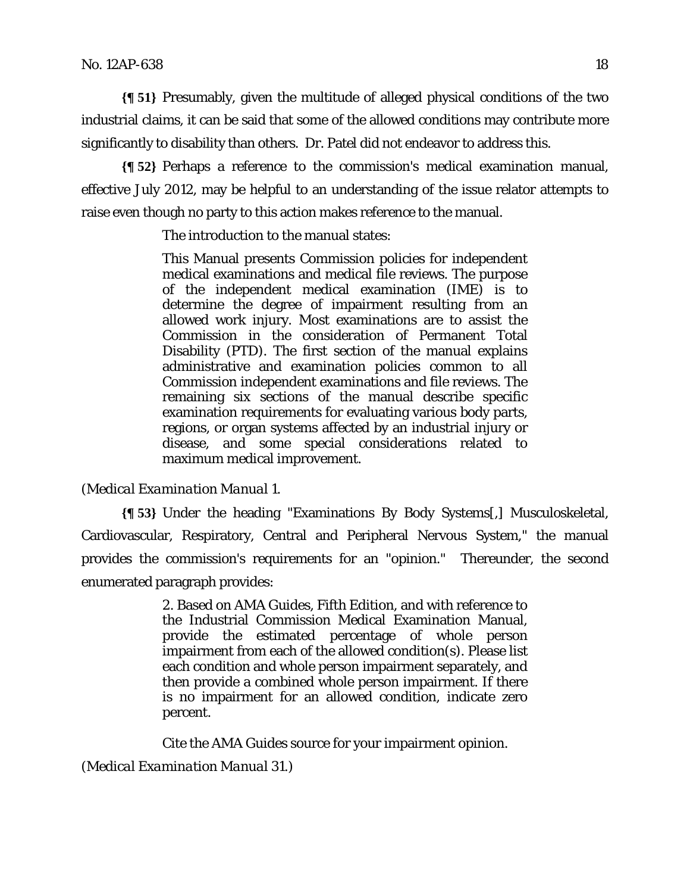**{¶ 51}** Presumably, given the multitude of alleged physical conditions of the two industrial claims, it can be said that some of the allowed conditions may contribute more significantly to disability than others. Dr. Patel did not endeavor to address this.

**{¶ 52}** Perhaps a reference to the commission's medical examination manual, effective July 2012, may be helpful to an understanding of the issue relator attempts to raise even though no party to this action makes reference to the manual.

> The introduction to the manual states:
>
> This Manual presents Commission policies for independent medical examinations and medical file reviews. The purpose of the independent medical examination (IME) is to determine the degree of impairment resulting from an allowed work injury. Most examinations are to assist the Commission in the consideration of Permanent Total Disability (PTD). The first section of the manual explains administrative and examination policies common to all Commission independent examinations and file reviews. The remaining six sections of the manual describe specific examination requirements for evaluating various body parts, regions, or organ systems affected by an industrial injury or disease, and some special considerations related to maximum medical improvement.

(*Medical Examination Manual* 1.

**{¶ 53}** Under the heading "Examinations By Body Systems[,] Musculoskeletal, Cardiovascular, Respiratory, Central and Peripheral Nervous System," the manual provides the commission's requirements for an "opinion." Thereunder, the second enumerated paragraph provides:

> 2. Based on AMA Guides, Fifth Edition, and with reference to the Industrial Commission Medical Examination Manual, provide the estimated percentage of whole person impairment from each of the allowed condition(s). Please list each condition and whole person impairment separately, and then provide a combined whole person impairment. If there is no impairment for an allowed condition, indicate zero percent.
>
> Cite the AMA Guides source for your impairment opinion.

(*Medical Examination Manual* 31.)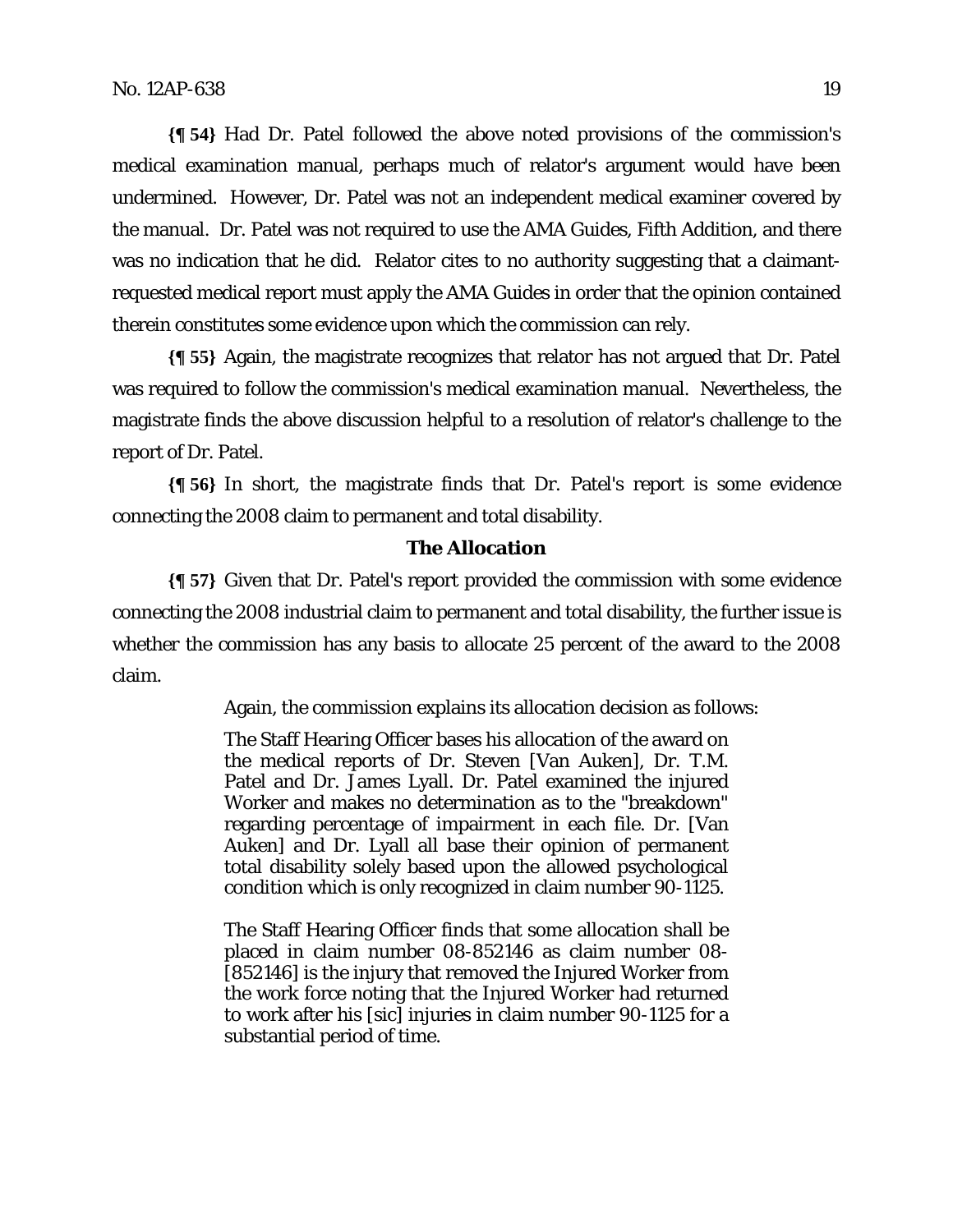**{¶ 54}** Had Dr. Patel followed the above noted provisions of the commission's medical examination manual, perhaps much of relator's argument would have been undermined. However, Dr. Patel was not an independent medical examiner covered by the manual. Dr. Patel was not required to use the AMA Guides, Fifth Addition, and there was no indication that he did. Relator cites to no authority suggesting that a claimant-requested medical report must apply the AMA Guides in order that the opinion contained therein constitutes some evidence upon which the commission can rely.

**{¶ 55}** Again, the magistrate recognizes that relator has not argued that Dr. Patel was required to follow the commission's medical examination manual. Nevertheless, the magistrate finds the above discussion helpful to a resolution of relator's challenge to the report of Dr. Patel.

**{¶ 56}** In short, the magistrate finds that Dr. Patel's report is some evidence connecting the 2008 claim to permanent and total disability.

**The Allocation**

**{¶ 57}** Given that Dr. Patel's report provided the commission with some evidence connecting the 2008 industrial claim to permanent and total disability, the further issue is whether the commission has any basis to allocate 25 percent of the award to the 2008 claim.

> Again, the commission explains its allocation decision as follows:
>
> The Staff Hearing Officer bases his allocation of the award on the medical reports of Dr. Steven [Van Auken], Dr. T.M. Patel and Dr. James Lyall. Dr. Patel examined the injured Worker and makes no determination as to the "breakdown" regarding percentage of impairment in each file. Dr. [Van Auken] and Dr. Lyall all base their opinion of permanent total disability solely based upon the allowed psychological condition which is only recognized in claim number 90-1125.
>
> The Staff Hearing Officer finds that some allocation shall be placed in claim number 08-852146 as claim number 08-[852146] is the injury that removed the Injured Worker from the work force noting that the Injured Worker had returned to work after his [sic] injuries in claim number 90-1125 for a substantial period of time.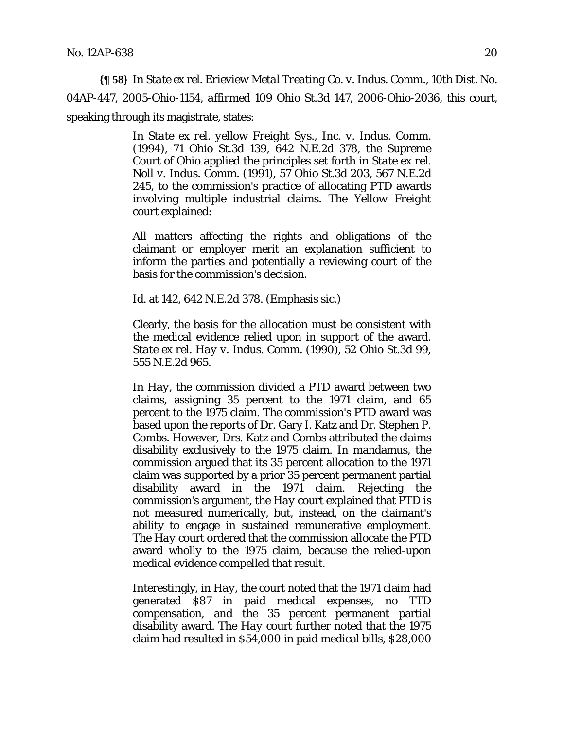**{¶ 58}** In *State ex rel. Erieview Metal Treating Co. v. Indus. Comm.*, 10th Dist. No. 04AP-447, 2005-Ohio-1154, *affirmed* 109 Ohio St.3d 147, 2006-Ohio-2036, this court, speaking through its magistrate, states:

> In *State ex rel. yellow Freight Sys., Inc. v. Indus. Comm.* (1994), 71 Ohio St.3d 139, 642 N.E.2d 378, the Supreme Court of Ohio applied the principles set forth in *State ex rel. Noll v. Indus. Comm.* (1991), 57 Ohio St.3d 203, 567 N.E.2d 245, to the commission's practice of allocating PTD awards involving multiple industrial claims. The *Yellow Freight* court explained:
>
> All matters affecting the rights and obligations of the claimant or employer merit an explanation sufficient to inform the parties and potentially a reviewing court of the basis for the commission's decision.
>
> *Id.* at 142, 642 N.E.2d 378. (Emphasis sic.)
>
> Clearly, the basis for the allocation must be consistent with the medical evidence relied upon in support of the award. *State ex rel. Hay v. Indus. Comm.* (1990), 52 Ohio St.3d 99, 555 N.E.2d 965.
>
> In *Hay*, the commission divided a PTD award between two claims, assigning 35 percent to the 1971 claim, and 65 percent to the 1975 claim. The commission's PTD award was based upon the reports of Dr. Gary I. Katz and Dr. Stephen P. Combs. However, Drs. Katz and Combs attributed the claims disability exclusively to the 1975 claim. In mandamus, the commission argued that its 35 percent allocation to the 1971 claim was supported by a prior 35 percent permanent partial disability award in the 1971 claim. Rejecting the commission's argument, the *Hay* court explained that PTD is not measured numerically, but, instead, on the claimant's ability to engage in sustained remunerative employment. The *Hay* court ordered that the commission allocate the PTD award wholly to the 1975 claim, because the relied-upon medical evidence compelled that result.
>
> Interestingly, in *Hay*, the court noted that the 1971 claim had generated $87 in paid medical expenses, no TTD compensation, and the 35 percent permanent partial disability award. The *Hay* court further noted that the 1975 claim had resulted in $54,000 in paid medical bills, $28,000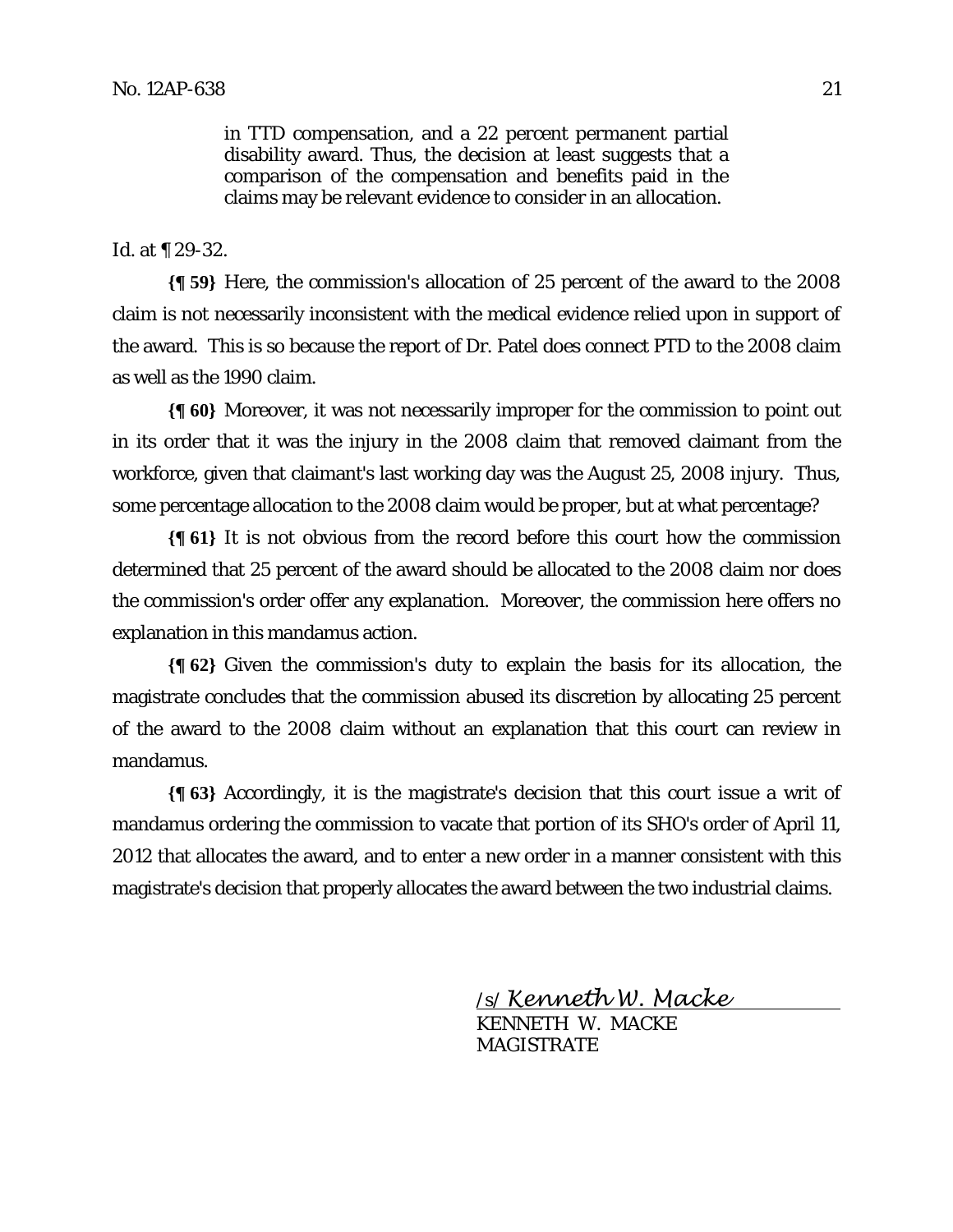> in TTD compensation, and a 22 percent permanent partial disability award. Thus, the decision at least suggests that a comparison of the compensation and benefits paid in the claims may be relevant evidence to consider in an allocation.

Id. at ¶ 29-32.

**{¶ 59}** Here, the commission's allocation of 25 percent of the award to the 2008 claim is not necessarily inconsistent with the medical evidence relied upon in support of the award. This is so because the report of Dr. Patel does connect PTD to the 2008 claim as well as the 1990 claim.

**{¶ 60}** Moreover, it was not necessarily improper for the commission to point out in its order that it was the injury in the 2008 claim that removed claimant from the workforce, given that claimant's last working day was the August 25, 2008 injury. Thus, some percentage allocation to the 2008 claim would be proper, but at what percentage?

**{¶ 61}** It is not obvious from the record before this court how the commission determined that 25 percent of the award should be allocated to the 2008 claim nor does the commission's order offer any explanation. Moreover, the commission here offers no explanation in this mandamus action.

**{¶ 62}** Given the commission's duty to explain the basis for its allocation, the magistrate concludes that the commission abused its discretion by allocating 25 percent of the award to the 2008 claim without an explanation that this court can review in mandamus.

**{¶ 63}** Accordingly, it is the magistrate's decision that this court issue a writ of mandamus ordering the commission to vacate that portion of its SHO's order of April 11, 2012 that allocates the award, and to enter a new order in a manner consistent with this magistrate's decision that properly allocates the award between the two industrial claims.

/s/ *Kenneth W. Macke*
KENNETH W. MACKE
MAGISTRATE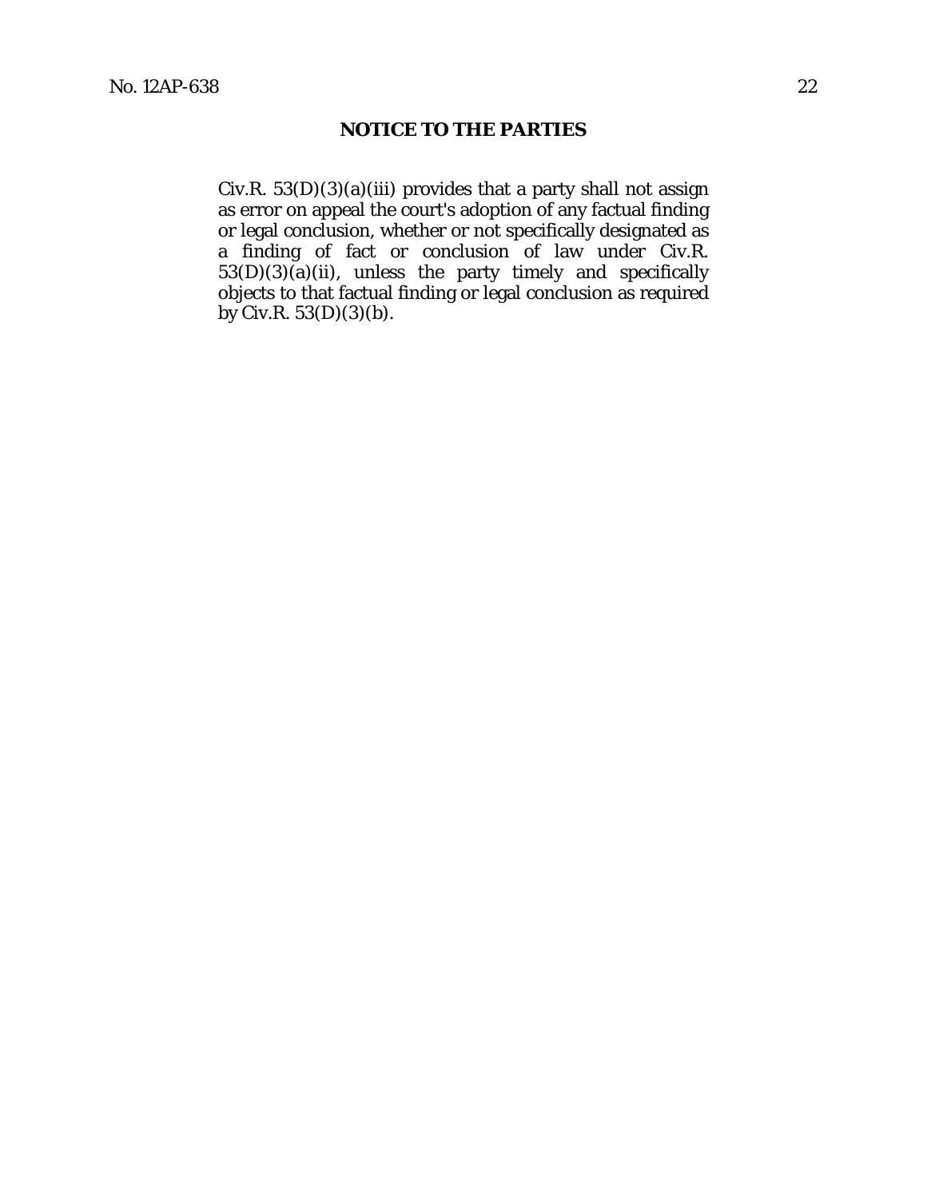**NOTICE TO THE PARTIES**

Civ.R. 53(D)(3)(a)(iii) provides that a party shall not assign as error on appeal the court's adoption of any factual finding or legal conclusion, whether or not specifically designated as a finding of fact or conclusion of law under Civ.R. 53(D)(3)(a)(ii), unless the party timely and specifically objects to that factual finding or legal conclusion as required by Civ.R. 53(D)(3)(b).